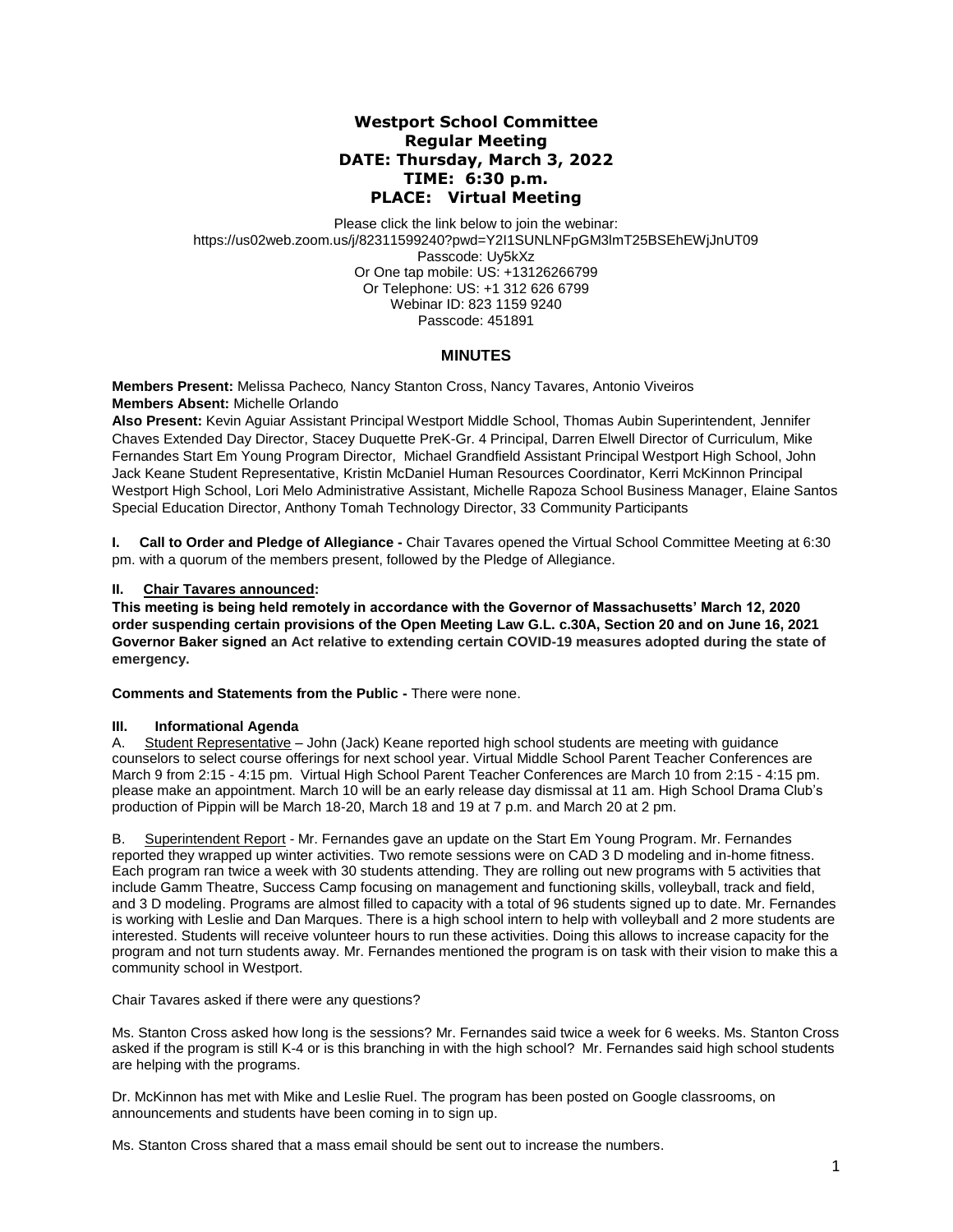# Westport School Committee
## Regular Meeting
## DATE: Thursday, March 3, 2022
## TIME: 6:30 p.m.
## PLACE: Virtual Meeting

Please click the link below to join the webinar:
https://us02web.zoom.us/j/82311599240?pwd=Y2I1SUNLNFpGM3lmT25BSEhEWjJnUT09
Passcode: Uy5kXz
Or One tap mobile: US: +13126266799
Or Telephone: US: +1 312 626 6799
Webinar ID: 823 1159 9240
Passcode: 451891

## MINUTES

**Members Present:** Melissa Pacheco, Nancy Stanton Cross, Nancy Tavares, Antonio Viveiros
**Members Absent:** Michelle Orlando
**Also Present:** Kevin Aguiar Assistant Principal Westport Middle School, Thomas Aubin Superintendent, Jennifer Chaves Extended Day Director, Stacey Duquette PreK-Gr. 4 Principal, Darren Elwell Director of Curriculum, Mike Fernandes Start Em Young Program Director, Michael Grandfield Assistant Principal Westport High School, John Jack Keane Student Representative, Kristin McDaniel Human Resources Coordinator, Kerri McKinnon Principal Westport High School, Lori Melo Administrative Assistant, Michelle Rapoza School Business Manager, Elaine Santos Special Education Director, Anthony Tomah Technology Director, 33 Community Participants

**I. Call to Order and Pledge of Allegiance -** Chair Tavares opened the Virtual School Committee Meeting at 6:30 pm. with a quorum of the members present, followed by the Pledge of Allegiance.

**II. Chair Tavares announced:**

**This meeting is being held remotely in accordance with the Governor of Massachusetts' March 12, 2020 order suspending certain provisions of the Open Meeting Law G.L. c.30A, Section 20 and on June 16, 2021 Governor Baker signed an Act relative to extending certain COVID-19 measures adopted during the state of emergency.**

**Comments and Statements from the Public -** There were none.

**III. Informational Agenda**

A. Student Representative – John (Jack) Keane reported high school students are meeting with guidance counselors to select course offerings for next school year. Virtual Middle School Parent Teacher Conferences are March 9 from 2:15 - 4:15 pm. Virtual High School Parent Teacher Conferences are March 10 from 2:15 - 4:15 pm. please make an appointment. March 10 will be an early release day dismissal at 11 am. High School Drama Club's production of Pippin will be March 18-20, March 18 and 19 at 7 p.m. and March 20 at 2 pm.

B. Superintendent Report - Mr. Fernandes gave an update on the Start Em Young Program. Mr. Fernandes reported they wrapped up winter activities. Two remote sessions were on CAD 3 D modeling and in-home fitness. Each program ran twice a week with 30 students attending. They are rolling out new programs with 5 activities that include Gamm Theatre, Success Camp focusing on management and functioning skills, volleyball, track and field, and 3 D modeling. Programs are almost filled to capacity with a total of 96 students signed up to date. Mr. Fernandes is working with Leslie and Dan Marques. There is a high school intern to help with volleyball and 2 more students are interested. Students will receive volunteer hours to run these activities. Doing this allows to increase capacity for the program and not turn students away. Mr. Fernandes mentioned the program is on task with their vision to make this a community school in Westport.

Chair Tavares asked if there were any questions?

Ms. Stanton Cross asked how long is the sessions? Mr. Fernandes said twice a week for 6 weeks. Ms. Stanton Cross asked if the program is still K-4 or is this branching in with the high school? Mr. Fernandes said high school students are helping with the programs.

Dr. McKinnon has met with Mike and Leslie Ruel. The program has been posted on Google classrooms, on announcements and students have been coming in to sign up.

Ms. Stanton Cross shared that a mass email should be sent out to increase the numbers.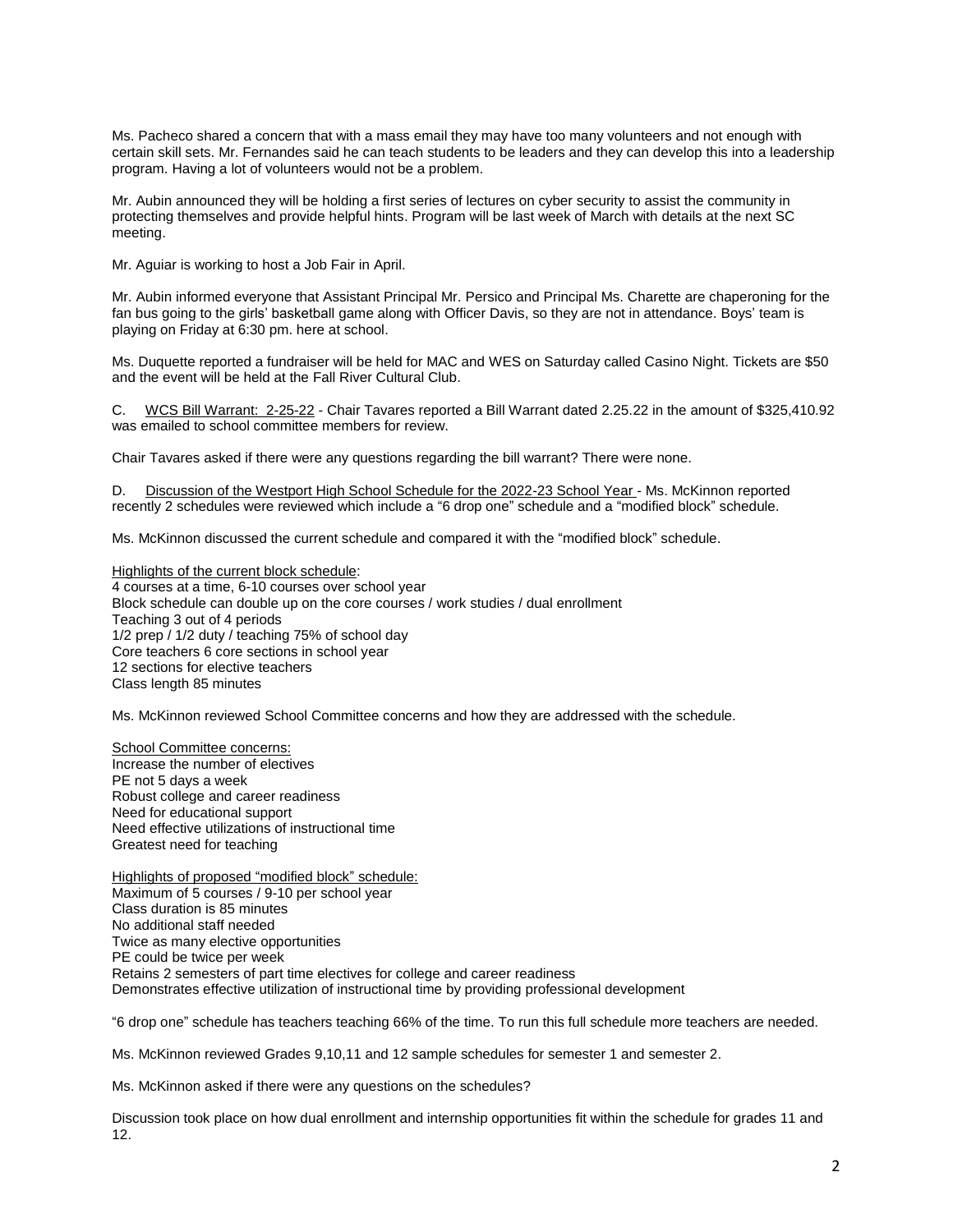Ms. Pacheco shared a concern that with a mass email they may have too many volunteers and not enough with certain skill sets. Mr. Fernandes said he can teach students to be leaders and they can develop this into a leadership program. Having a lot of volunteers would not be a problem.

Mr. Aubin announced they will be holding a first series of lectures on cyber security to assist the community in protecting themselves and provide helpful hints. Program will be last week of March with details at the next SC meeting.

Mr. Aguiar is working to host a Job Fair in April.

Mr. Aubin informed everyone that Assistant Principal Mr. Persico and Principal Ms. Charette are chaperoning for the fan bus going to the girls' basketball game along with Officer Davis, so they are not in attendance. Boys' team is playing on Friday at 6:30 pm. here at school.

Ms. Duquette reported a fundraiser will be held for MAC and WES on Saturday called Casino Night. Tickets are $50 and the event will be held at the Fall River Cultural Club.

C. <u>WCS Bill Warrant: 2-25-22</u> - Chair Tavares reported a Bill Warrant dated 2.25.22 in the amount of $325,410.92 was emailed to school committee members for review.

Chair Tavares asked if there were any questions regarding the bill warrant? There were none.

D. <u>Discussion of the Westport High School Schedule for the 2022-23 School Year</u> - Ms. McKinnon reported recently 2 schedules were reviewed which include a "6 drop one" schedule and a "modified block" schedule.

Ms. McKinnon discussed the current schedule and compared it with the "modified block" schedule.

<u>Highlights of the current block schedule</u>:
4 courses at a time, 6-10 courses over school year
Block schedule can double up on the core courses / work studies / dual enrollment
Teaching 3 out of 4 periods
1/2 prep / 1/2 duty / teaching 75% of school day
Core teachers 6 core sections in school year
12 sections for elective teachers
Class length 85 minutes

Ms. McKinnon reviewed School Committee concerns and how they are addressed with the schedule.

<u>School Committee concerns:</u>
Increase the number of electives
PE not 5 days a week
Robust college and career readiness
Need for educational support
Need effective utilizations of instructional time
Greatest need for teaching

<u>Highlights of proposed "modified block" schedule:</u>
Maximum of 5 courses / 9-10 per school year
Class duration is 85 minutes
No additional staff needed
Twice as many elective opportunities
PE could be twice per week
Retains 2 semesters of part time electives for college and career readiness
Demonstrates effective utilization of instructional time by providing professional development

"6 drop one" schedule has teachers teaching 66% of the time. To run this full schedule more teachers are needed.

Ms. McKinnon reviewed Grades 9,10,11 and 12 sample schedules for semester 1 and semester 2.

Ms. McKinnon asked if there were any questions on the schedules?

Discussion took place on how dual enrollment and internship opportunities fit within the schedule for grades 11 and 12.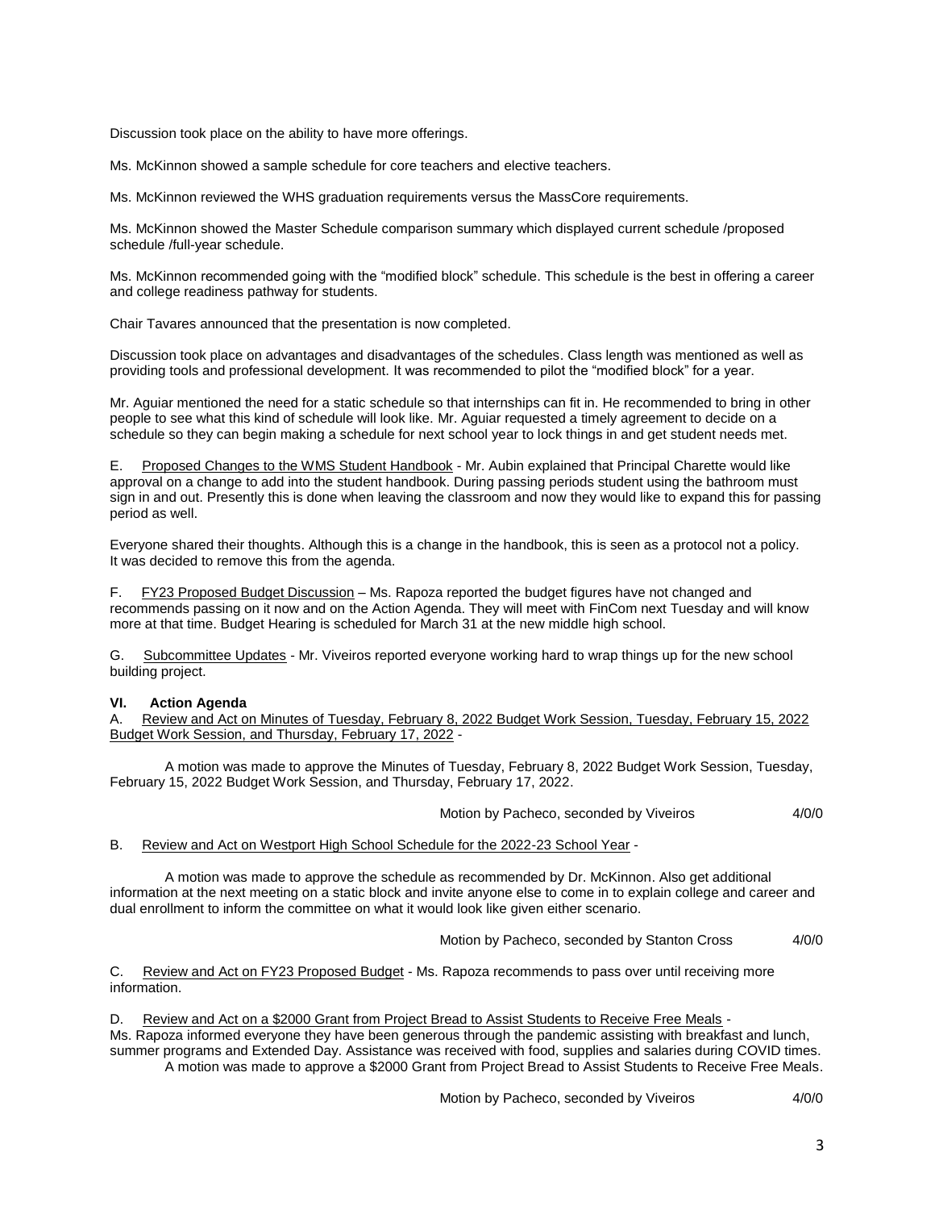Discussion took place on the ability to have more offerings.

Ms. McKinnon showed a sample schedule for core teachers and elective teachers.

Ms. McKinnon reviewed the WHS graduation requirements versus the MassCore requirements.

Ms. McKinnon showed the Master Schedule comparison summary which displayed current schedule /proposed schedule /full-year schedule.

Ms. McKinnon recommended going with the "modified block" schedule. This schedule is the best in offering a career and college readiness pathway for students.

Chair Tavares announced that the presentation is now completed.

Discussion took place on advantages and disadvantages of the schedules. Class length was mentioned as well as providing tools and professional development. It was recommended to pilot the "modified block" for a year.

Mr. Aguiar mentioned the need for a static schedule so that internships can fit in. He recommended to bring in other people to see what this kind of schedule will look like. Mr. Aguiar requested a timely agreement to decide on a schedule so they can begin making a schedule for next school year to lock things in and get student needs met.

E. Proposed Changes to the WMS Student Handbook - Mr. Aubin explained that Principal Charette would like approval on a change to add into the student handbook. During passing periods student using the bathroom must sign in and out. Presently this is done when leaving the classroom and now they would like to expand this for passing period as well.

Everyone shared their thoughts. Although this is a change in the handbook, this is seen as a protocol not a policy. It was decided to remove this from the agenda.

F. FY23 Proposed Budget Discussion – Ms. Rapoza reported the budget figures have not changed and recommends passing on it now and on the Action Agenda. They will meet with FinCom next Tuesday and will know more at that time. Budget Hearing is scheduled for March 31 at the new middle high school.

G. Subcommittee Updates - Mr. Viveiros reported everyone working hard to wrap things up for the new school building project.

**VI. Action Agenda**

A. Review and Act on Minutes of Tuesday, February 8, 2022 Budget Work Session, Tuesday, February 15, 2022 Budget Work Session, and Thursday, February 17, 2022 -

A motion was made to approve the Minutes of Tuesday, February 8, 2022 Budget Work Session, Tuesday, February 15, 2022 Budget Work Session, and Thursday, February 17, 2022.

Motion by Pacheco, seconded by Viveiros 4/0/0

B. Review and Act on Westport High School Schedule for the 2022-23 School Year -

A motion was made to approve the schedule as recommended by Dr. McKinnon. Also get additional information at the next meeting on a static block and invite anyone else to come in to explain college and career and dual enrollment to inform the committee on what it would look like given either scenario.

Motion by Pacheco, seconded by Stanton Cross 4/0/0

C. Review and Act on FY23 Proposed Budget - Ms. Rapoza recommends to pass over until receiving more information.

D. Review and Act on a $2000 Grant from Project Bread to Assist Students to Receive Free Meals -
Ms. Rapoza informed everyone they have been generous through the pandemic assisting with breakfast and lunch, summer programs and Extended Day. Assistance was received with food, supplies and salaries during COVID times.

A motion was made to approve a $2000 Grant from Project Bread to Assist Students to Receive Free Meals.

Motion by Pacheco, seconded by Viveiros 4/0/0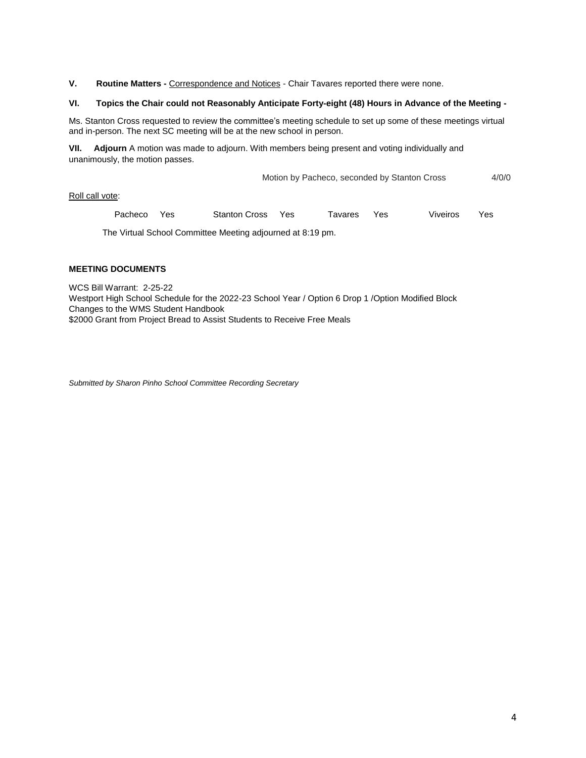**V. Routine Matters -** Correspondence and Notices - Chair Tavares reported there were none.

**VI. Topics the Chair could not Reasonably Anticipate Forty-eight (48) Hours in Advance of the Meeting -**

Ms. Stanton Cross requested to review the committee's meeting schedule to set up some of these meetings virtual and in-person. The next SC meeting will be at the new school in person.

**VII. Adjourn** A motion was made to adjourn. With members being present and voting individually and unanimously, the motion passes.

Motion by Pacheco, seconded by Stanton Cross 4/0/0

Roll call vote:

| | | | | | | | |
|---|---|---|---|---|---|---|---|
| Pacheco | Yes | Stanton Cross | Yes | Tavares | Yes | Viveiros | Yes |

The Virtual School Committee Meeting adjourned at 8:19 pm.

**MEETING DOCUMENTS**

WCS Bill Warrant: 2-25-22
Westport High School Schedule for the 2022-23 School Year / Option 6 Drop 1 /Option Modified Block
Changes to the WMS Student Handbook
$2000 Grant from Project Bread to Assist Students to Receive Free Meals

*Submitted by Sharon Pinho School Committee Recording Secretary*